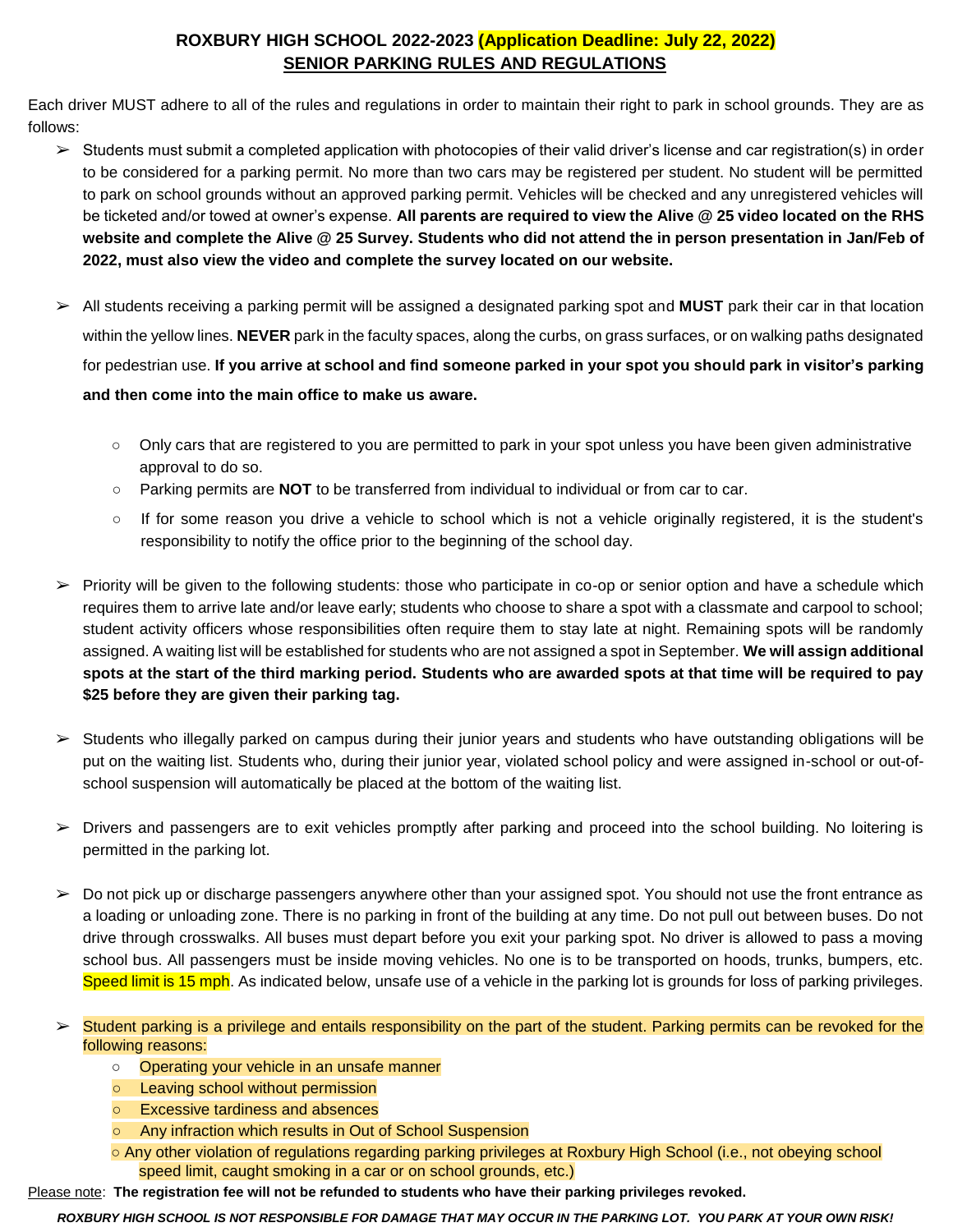# ROXBURY HIGH SCHOOL 2022-2023 (Application Deadline: July 22, 2022)
## SENIOR PARKING RULES AND REGULATIONS

Each driver MUST adhere to all of the rules and regulations in order to maintain their right to park in school grounds. They are as follows:

- Students must submit a completed application with photocopies of their valid driver's license and car registration(s) in order to be considered for a parking permit. No more than two cars may be registered per student. No student will be permitted to park on school grounds without an approved parking permit. Vehicles will be checked and any unregistered vehicles will be ticketed and/or towed at owner's expense. **All parents are required to view the Alive @ 25 video located on the RHS website and complete the Alive @ 25 Survey. Students who did not attend the in person presentation in Jan/Feb of 2022, must also view the video and complete the survey located on our website.**

- All students receiving a parking permit will be assigned a designated parking spot and **MUST** park their car in that location within the yellow lines. **NEVER** park in the faculty spaces, along the curbs, on grass surfaces, or on walking paths designated for pedestrian use. **If you arrive at school and find someone parked in your spot you should park in visitor's parking and then come into the main office to make us aware.**
  - Only cars that are registered to you are permitted to park in your spot unless you have been given administrative approval to do so.
  - Parking permits are **NOT** to be transferred from individual to individual or from car to car.
  - If for some reason you drive a vehicle to school which is not a vehicle originally registered, it is the student's responsibility to notify the office prior to the beginning of the school day.

- Priority will be given to the following students: those who participate in co-op or senior option and have a schedule which requires them to arrive late and/or leave early; students who choose to share a spot with a classmate and carpool to school; student activity officers whose responsibilities often require them to stay late at night. Remaining spots will be randomly assigned. A waiting list will be established for students who are not assigned a spot in September. **We will assign additional spots at the start of the third marking period. Students who are awarded spots at that time will be required to pay $25 before they are given their parking tag.**

- Students who illegally parked on campus during their junior years and students who have outstanding obligations will be put on the waiting list. Students who, during their junior year, violated school policy and were assigned in-school or out-of-school suspension will automatically be placed at the bottom of the waiting list.

- Drivers and passengers are to exit vehicles promptly after parking and proceed into the school building. No loitering is permitted in the parking lot.

- Do not pick up or discharge passengers anywhere other than your assigned spot. You should not use the front entrance as a loading or unloading zone. There is no parking in front of the building at any time. Do not pull out between buses. Do not drive through crosswalks. All buses must depart before you exit your parking spot. No driver is allowed to pass a moving school bus. All passengers must be inside moving vehicles. No one is to be transported on hoods, trunks, bumpers, etc. Speed limit is 15 mph. As indicated below, unsafe use of a vehicle in the parking lot is grounds for loss of parking privileges.

- Student parking is a privilege and entails responsibility on the part of the student. Parking permits can be revoked for the following reasons:
  - Operating your vehicle in an unsafe manner
  - Leaving school without permission
  - Excessive tardiness and absences
  - Any infraction which results in Out of School Suspension
  - Any other violation of regulations regarding parking privileges at Roxbury High School (i.e., not obeying school speed limit, caught smoking in a car or on school grounds, etc.)

Please note: **The registration fee will not be refunded to students who have their parking privileges revoked.**

***ROXBURY HIGH SCHOOL IS NOT RESPONSIBLE FOR DAMAGE THAT MAY OCCUR IN THE PARKING LOT. YOU PARK AT YOUR OWN RISK!***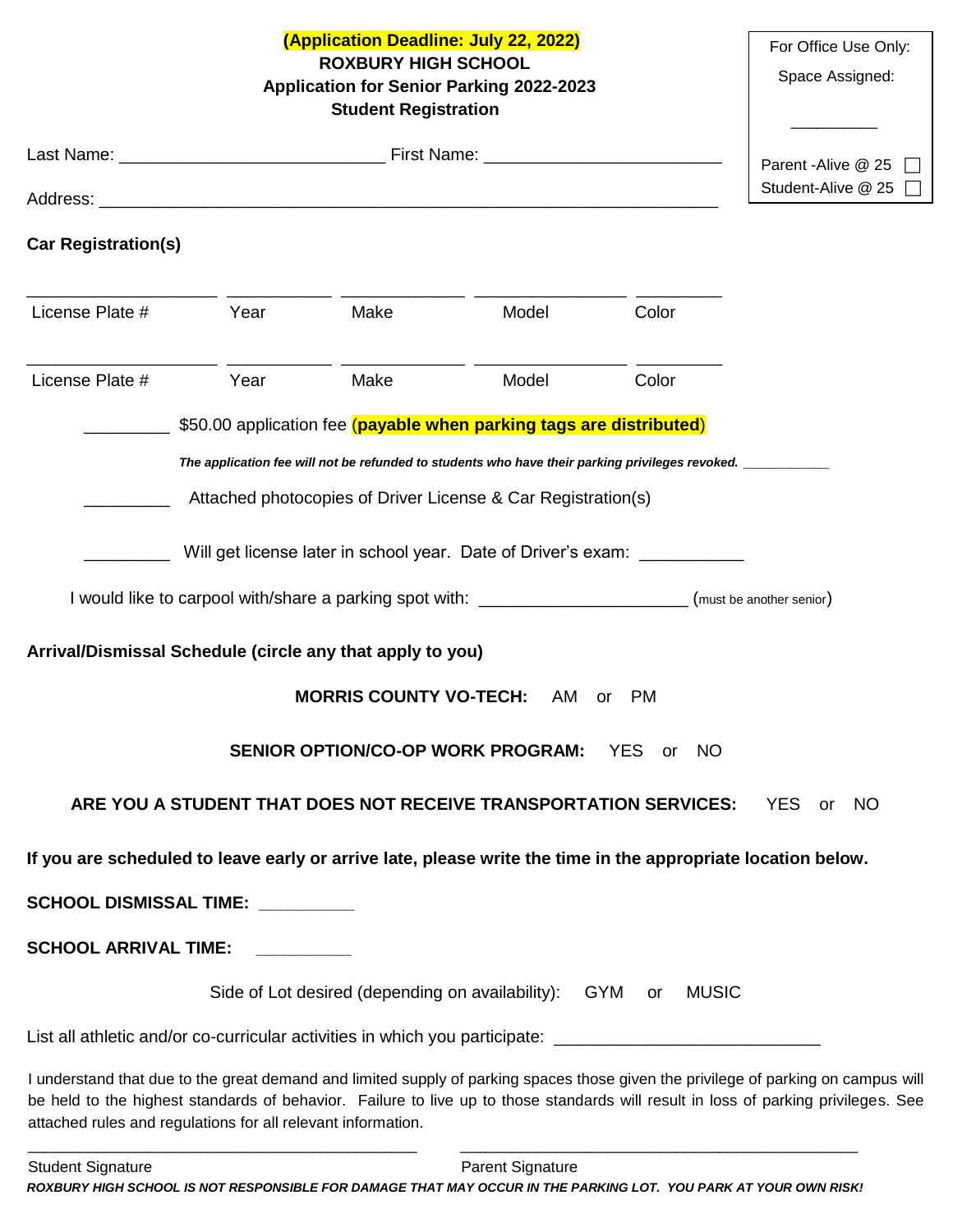**(Application Deadline: July 22, 2022)**

**ROXBURY HIGH SCHOOL**

**Application for Senior Parking 2022-2023**

**Student Registration**

For Office Use Only:

Space Assigned:

__________

Parent -Alive @ 25 ☐

Student-Alive @ 25 ☐

Last Name: ____________________________ First Name: _________________________

Address: __________________________________________________________________

**Car Registration(s)**

| License Plate # | Year | Make | Model | Color |
|---|---|---|---|---|
| | | | | |
| | | | | |

_________ $50.00 application fee **(payable when parking tags are distributed)**

***The application fee will not be refunded to students who have their parking privileges revoked.*** ___________

_________ Attached photocopies of Driver License & Car Registration(s)

_________ Will get license later in school year. Date of Driver's exam: ___________

I would like to carpool with/share a parking spot with: ______________________ (must be another senior)

**Arrival/Dismissal Schedule (circle any that apply to you)**

**MORRIS COUNTY VO-TECH:** AM or PM

**SENIOR OPTION/CO-OP WORK PROGRAM:** YES or NO

**ARE YOU A STUDENT THAT DOES NOT RECEIVE TRANSPORTATION SERVICES:** YES or NO

**If you are scheduled to leave early or arrive late, please write the time in the appropriate location below.**

**SCHOOL DISMISSAL TIME:** __________

**SCHOOL ARRIVAL TIME:** __________

Side of Lot desired (depending on availability): GYM or MUSIC

List all athletic and/or co-curricular activities in which you participate: ___________________________

I understand that due to the great demand and limited supply of parking spaces those given the privilege of parking on campus will be held to the highest standards of behavior. Failure to live up to those standards will result in loss of parking privileges. See attached rules and regulations for all relevant information.

_____________________________________________ _____________________________________________

Student Signature Parent Signature

***ROXBURY HIGH SCHOOL IS NOT RESPONSIBLE FOR DAMAGE THAT MAY OCCUR IN THE PARKING LOT. YOU PARK AT YOUR OWN RISK!***